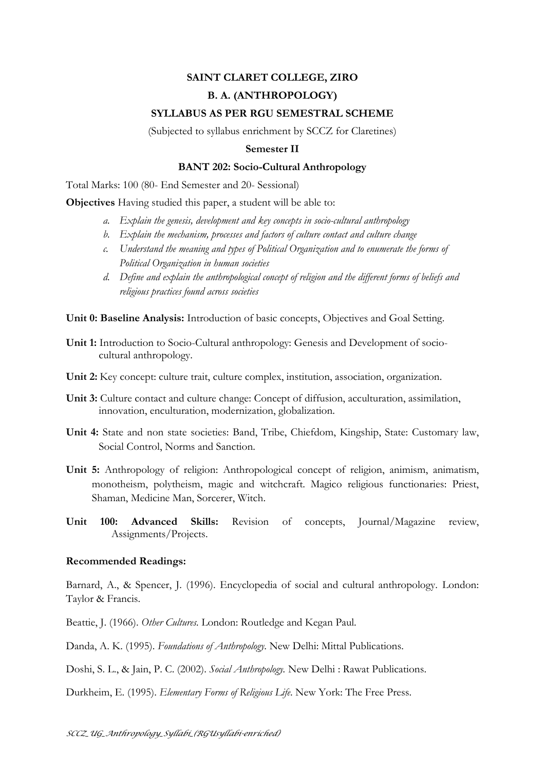# SAINT CLARET COLLEGE, ZIRO

## B. A. (ANTHROPOLOGY)

## SYLLABUS AS PER RGU SEMESTRAL SCHEME

(Subjected to syllabus enrichment by SCCZ for Claretines)

### Semester II

### BANT 202: Socio-Cultural Anthropology

Total Marks: 100 (80- End Semester and 20- Sessional)

**Objectives** Having studied this paper, a student will be able to:

a. *Explain the genesis, development and key concepts in socio-cultural anthropology*
b. *Explain the mechanism, processes and factors of culture contact and culture change*
c. *Understand the meaning and types of Political Organization and to enumerate the forms of Political Organization in human societies*
d. *Define and explain the anthropological concept of religion and the different forms of beliefs and religious practices found across societies*

**Unit 0: Baseline Analysis:** Introduction of basic concepts, Objectives and Goal Setting.

**Unit 1:** Introduction to Socio-Cultural anthropology: Genesis and Development of socio-cultural anthropology.

**Unit 2:** Key concept: culture trait, culture complex, institution, association, organization.

**Unit 3:** Culture contact and culture change: Concept of diffusion, acculturation, assimilation, innovation, enculturation, modernization, globalization.

**Unit 4:** State and non state societies: Band, Tribe, Chiefdom, Kingship, State: Customary law, Social Control, Norms and Sanction.

**Unit 5:** Anthropology of religion: Anthropological concept of religion, animism, animatism, monotheism, polytheism, magic and witchcraft. Magico religious functionaries: Priest, Shaman, Medicine Man, Sorcerer, Witch.

**Unit 100: Advanced Skills:** Revision of concepts, Journal/Magazine review, Assignments/Projects.

**Recommended Readings:**

Barnard, A., & Spencer, J. (1996). Encyclopedia of social and cultural anthropology. London: Taylor & Francis.

Beattie, J. (1966). *Other Cultures.* London: Routledge and Kegan Paul.

Danda, A. K. (1995). *Foundations of Anthropology*. New Delhi: Mittal Publications.

Doshi, S. L., & Jain, P. C. (2002). *Social Anthropology.* New Delhi : Rawat Publications.

Durkheim, E. (1995). *Elementary Forms of Religious Life*. New York: The Free Press.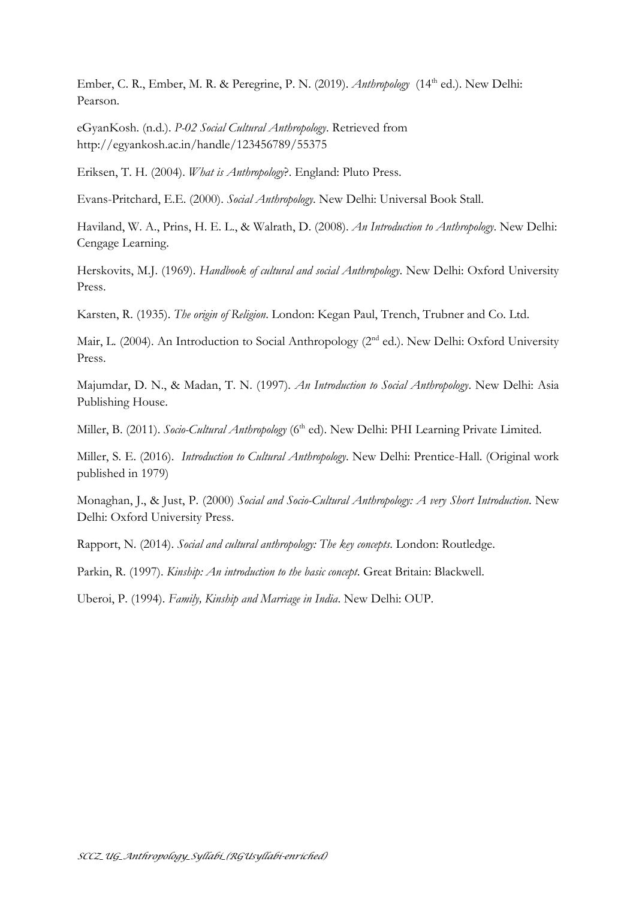Ember, C. R., Ember, M. R. & Peregrine, P. N. (2019). *Anthropology* (14th ed.). New Delhi: Pearson.

eGyanKosh. (n.d.). *P-02 Social Cultural Anthropology*. Retrieved from http://egyankosh.ac.in/handle/123456789/55375

Eriksen, T. H. (2004). *What is Anthropology*?. England: Pluto Press.

Evans-Pritchard, E.E. (2000). *Social Anthropology*. New Delhi: Universal Book Stall.

Haviland, W. A., Prins, H. E. L., & Walrath, D. (2008). *An Introduction to Anthropology*. New Delhi: Cengage Learning.

Herskovits, M.J. (1969). *Handbook of cultural and social Anthropology*. New Delhi: Oxford University Press.

Karsten, R. (1935). *The origin of Religion*. London: Kegan Paul, Trench, Trubner and Co. Ltd.

Mair, L. (2004). An Introduction to Social Anthropology (2nd ed.). New Delhi: Oxford University Press.

Majumdar, D. N., & Madan, T. N. (1997). *An Introduction to Social Anthropology*. New Delhi: Asia Publishing House.

Miller, B. (2011). *Socio-Cultural Anthropology* (6th ed). New Delhi: PHI Learning Private Limited.

Miller, S. E. (2016). *Introduction to Cultural Anthropology*. New Delhi: Prentice-Hall. (Original work published in 1979)

Monaghan, J., & Just, P. (2000) *Social and Socio-Cultural Anthropology: A very Short Introduction*. New Delhi: Oxford University Press.

Rapport, N. (2014). *Social and cultural anthropology: The key concepts*. London: Routledge.

Parkin, R. (1997). *Kinship: An introduction to the basic concept*. Great Britain: Blackwell.

Uberoi, P. (1994). *Family, Kinship and Marriage in India*. New Delhi: OUP.